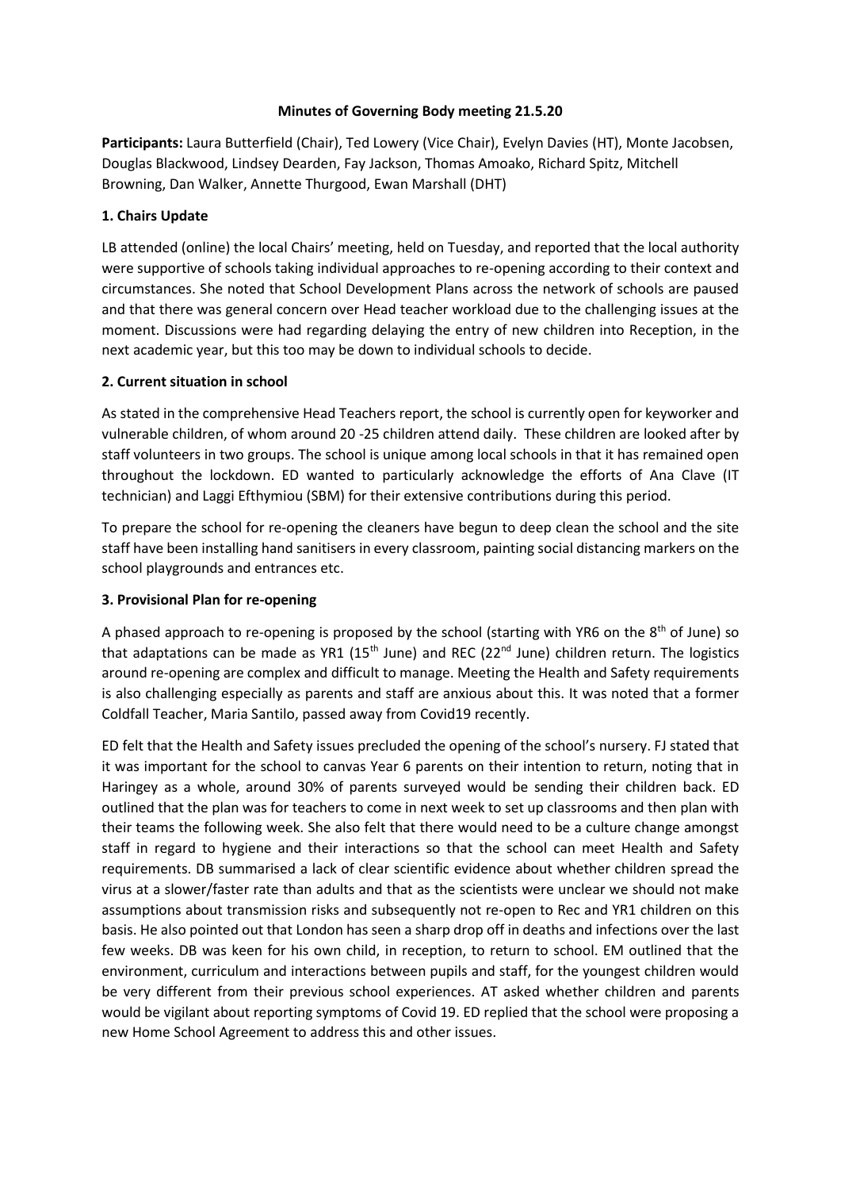**Minutes of Governing Body meeting 21.5.20**

**Participants:** Laura Butterfield (Chair), Ted Lowery (Vice Chair), Evelyn Davies (HT), Monte Jacobsen, Douglas Blackwood, Lindsey Dearden, Fay Jackson, Thomas Amoako, Richard Spitz, Mitchell Browning, Dan Walker, Annette Thurgood, Ewan Marshall (DHT)

**1. Chairs Update**

LB attended (online) the local Chairs' meeting, held on Tuesday, and reported that the local authority were supportive of schools taking individual approaches to re-opening according to their context and circumstances. She noted that School Development Plans across the network of schools are paused and that there was general concern over Head teacher workload due to the challenging issues at the moment. Discussions were had regarding delaying the entry of new children into Reception, in the next academic year, but this too may be down to individual schools to decide.

**2. Current situation in school**

As stated in the comprehensive Head Teachers report, the school is currently open for keyworker and vulnerable children, of whom around 20 -25 children attend daily. These children are looked after by staff volunteers in two groups. The school is unique among local schools in that it has remained open throughout the lockdown. ED wanted to particularly acknowledge the efforts of Ana Clave (IT technician) and Laggi Efthymiou (SBM) for their extensive contributions during this period.

To prepare the school for re-opening the cleaners have begun to deep clean the school and the site staff have been installing hand sanitisers in every classroom, painting social distancing markers on the school playgrounds and entrances etc.

**3. Provisional Plan for re-opening**

A phased approach to re-opening is proposed by the school (starting with YR6 on the 8th of June) so that adaptations can be made as YR1 (15th June) and REC (22nd June) children return. The logistics around re-opening are complex and difficult to manage. Meeting the Health and Safety requirements is also challenging especially as parents and staff are anxious about this. It was noted that a former Coldfall Teacher, Maria Santilo, passed away from Covid19 recently.

ED felt that the Health and Safety issues precluded the opening of the school's nursery. FJ stated that it was important for the school to canvas Year 6 parents on their intention to return, noting that in Haringey as a whole, around 30% of parents surveyed would be sending their children back. ED outlined that the plan was for teachers to come in next week to set up classrooms and then plan with their teams the following week. She also felt that there would need to be a culture change amongst staff in regard to hygiene and their interactions so that the school can meet Health and Safety requirements. DB summarised a lack of clear scientific evidence about whether children spread the virus at a slower/faster rate than adults and that as the scientists were unclear we should not make assumptions about transmission risks and subsequently not re-open to Rec and YR1 children on this basis. He also pointed out that London has seen a sharp drop off in deaths and infections over the last few weeks. DB was keen for his own child, in reception, to return to school. EM outlined that the environment, curriculum and interactions between pupils and staff, for the youngest children would be very different from their previous school experiences. AT asked whether children and parents would be vigilant about reporting symptoms of Covid 19. ED replied that the school were proposing a new Home School Agreement to address this and other issues.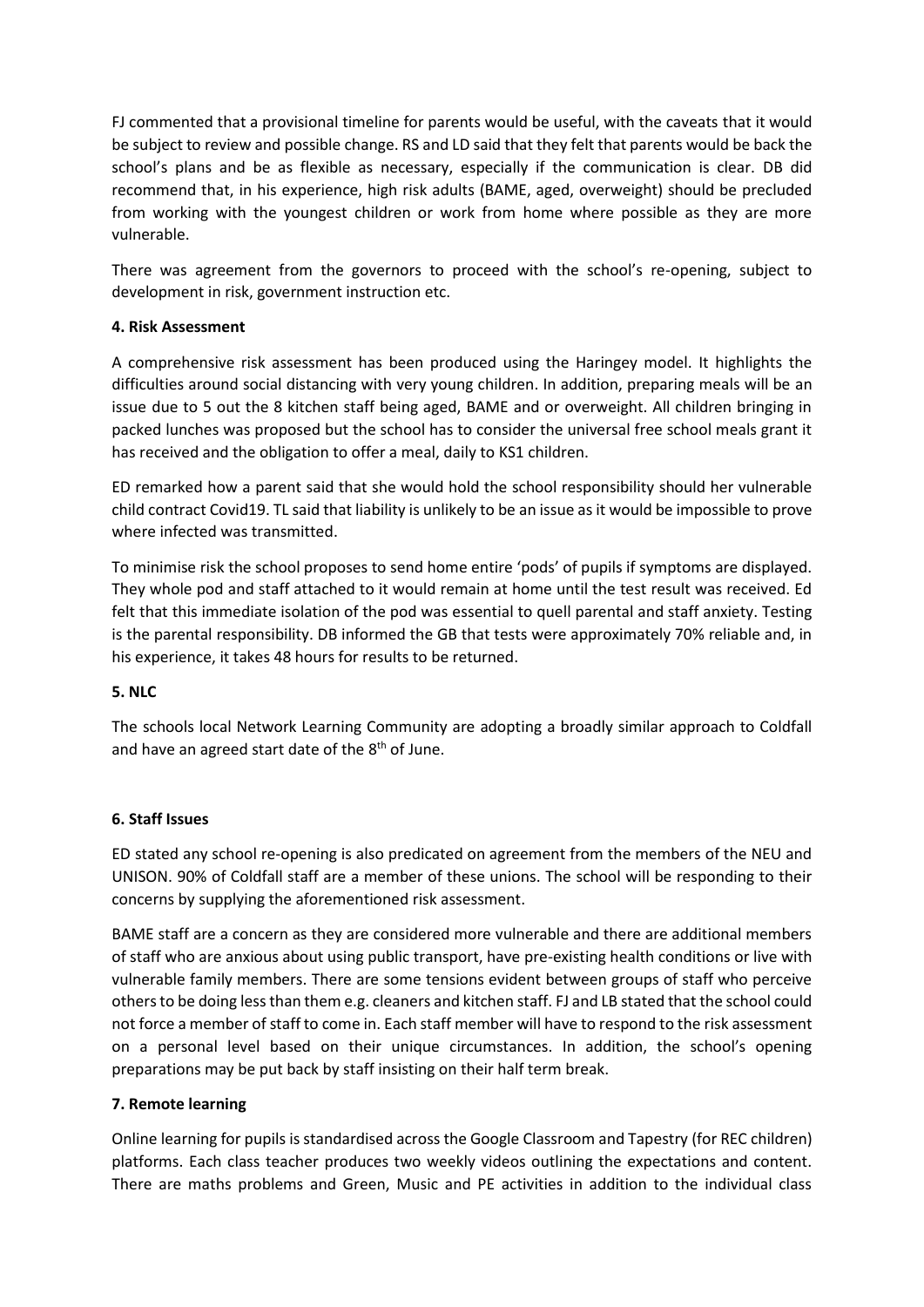FJ commented that a provisional timeline for parents would be useful, with the caveats that it would be subject to review and possible change. RS and LD said that they felt that parents would be back the school's plans and be as flexible as necessary, especially if the communication is clear. DB did recommend that, in his experience, high risk adults (BAME, aged, overweight) should be precluded from working with the youngest children or work from home where possible as they are more vulnerable.

There was agreement from the governors to proceed with the school's re-opening, subject to development in risk, government instruction etc.

**4. Risk Assessment**

A comprehensive risk assessment has been produced using the Haringey model. It highlights the difficulties around social distancing with very young children. In addition, preparing meals will be an issue due to 5 out the 8 kitchen staff being aged, BAME and or overweight. All children bringing in packed lunches was proposed but the school has to consider the universal free school meals grant it has received and the obligation to offer a meal, daily to KS1 children.

ED remarked how a parent said that she would hold the school responsibility should her vulnerable child contract Covid19. TL said that liability is unlikely to be an issue as it would be impossible to prove where infected was transmitted.

To minimise risk the school proposes to send home entire 'pods' of pupils if symptoms are displayed. They whole pod and staff attached to it would remain at home until the test result was received. Ed felt that this immediate isolation of the pod was essential to quell parental and staff anxiety. Testing is the parental responsibility. DB informed the GB that tests were approximately 70% reliable and, in his experience, it takes 48 hours for results to be returned.

**5. NLC**

The schools local Network Learning Community are adopting a broadly similar approach to Coldfall and have an agreed start date of the 8th of June.

**6. Staff Issues**

ED stated any school re-opening is also predicated on agreement from the members of the NEU and UNISON. 90% of Coldfall staff are a member of these unions. The school will be responding to their concerns by supplying the aforementioned risk assessment.

BAME staff are a concern as they are considered more vulnerable and there are additional members of staff who are anxious about using public transport, have pre-existing health conditions or live with vulnerable family members. There are some tensions evident between groups of staff who perceive others to be doing less than them e.g. cleaners and kitchen staff. FJ and LB stated that the school could not force a member of staff to come in. Each staff member will have to respond to the risk assessment on a personal level based on their unique circumstances. In addition, the school's opening preparations may be put back by staff insisting on their half term break.

**7. Remote learning**

Online learning for pupils is standardised across the Google Classroom and Tapestry (for REC children) platforms. Each class teacher produces two weekly videos outlining the expectations and content. There are maths problems and Green, Music and PE activities in addition to the individual class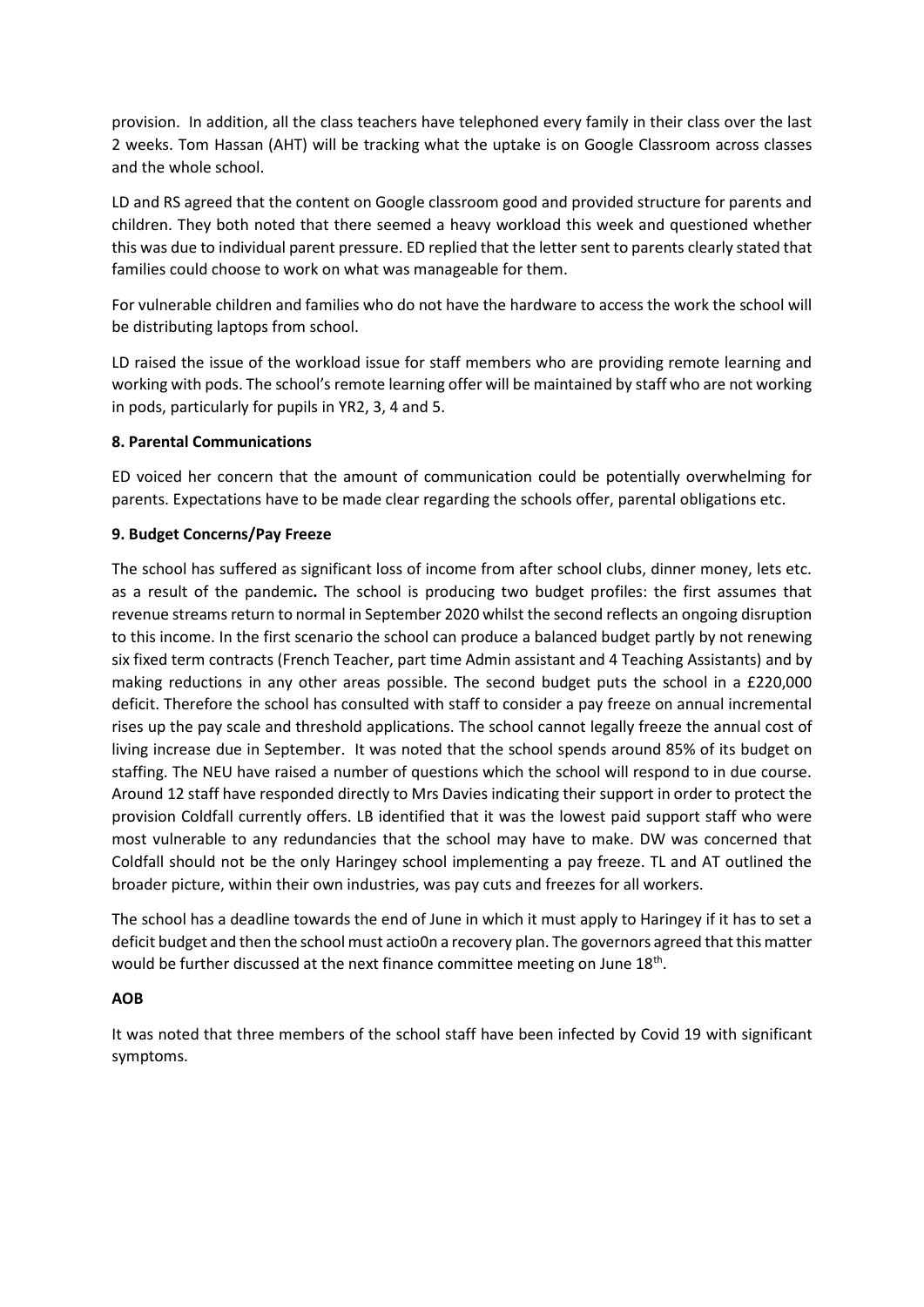provision. In addition, all the class teachers have telephoned every family in their class over the last 2 weeks. Tom Hassan (AHT) will be tracking what the uptake is on Google Classroom across classes and the whole school.

LD and RS agreed that the content on Google classroom good and provided structure for parents and children. They both noted that there seemed a heavy workload this week and questioned whether this was due to individual parent pressure. ED replied that the letter sent to parents clearly stated that families could choose to work on what was manageable for them.

For vulnerable children and families who do not have the hardware to access the work the school will be distributing laptops from school.

LD raised the issue of the workload issue for staff members who are providing remote learning and working with pods. The school's remote learning offer will be maintained by staff who are not working in pods, particularly for pupils in YR2, 3, 4 and 5.

**8. Parental Communications**

ED voiced her concern that the amount of communication could be potentially overwhelming for parents. Expectations have to be made clear regarding the schools offer, parental obligations etc.

**9. Budget Concerns/Pay Freeze**

The school has suffered as significant loss of income from after school clubs, dinner money, lets etc. as a result of the pandemic**.** The school is producing two budget profiles: the first assumes that revenue streams return to normal in September 2020 whilst the second reflects an ongoing disruption to this income. In the first scenario the school can produce a balanced budget partly by not renewing six fixed term contracts (French Teacher, part time Admin assistant and 4 Teaching Assistants) and by making reductions in any other areas possible. The second budget puts the school in a £220,000 deficit. Therefore the school has consulted with staff to consider a pay freeze on annual incremental rises up the pay scale and threshold applications. The school cannot legally freeze the annual cost of living increase due in September. It was noted that the school spends around 85% of its budget on staffing. The NEU have raised a number of questions which the school will respond to in due course. Around 12 staff have responded directly to Mrs Davies indicating their support in order to protect the provision Coldfall currently offers. LB identified that it was the lowest paid support staff who were most vulnerable to any redundancies that the school may have to make. DW was concerned that Coldfall should not be the only Haringey school implementing a pay freeze. TL and AT outlined the broader picture, within their own industries, was pay cuts and freezes for all workers.

The school has a deadline towards the end of June in which it must apply to Haringey if it has to set a deficit budget and then the school must actio0n a recovery plan. The governors agreed that this matter would be further discussed at the next finance committee meeting on June 18th.

**AOB**

It was noted that three members of the school staff have been infected by Covid 19 with significant symptoms.